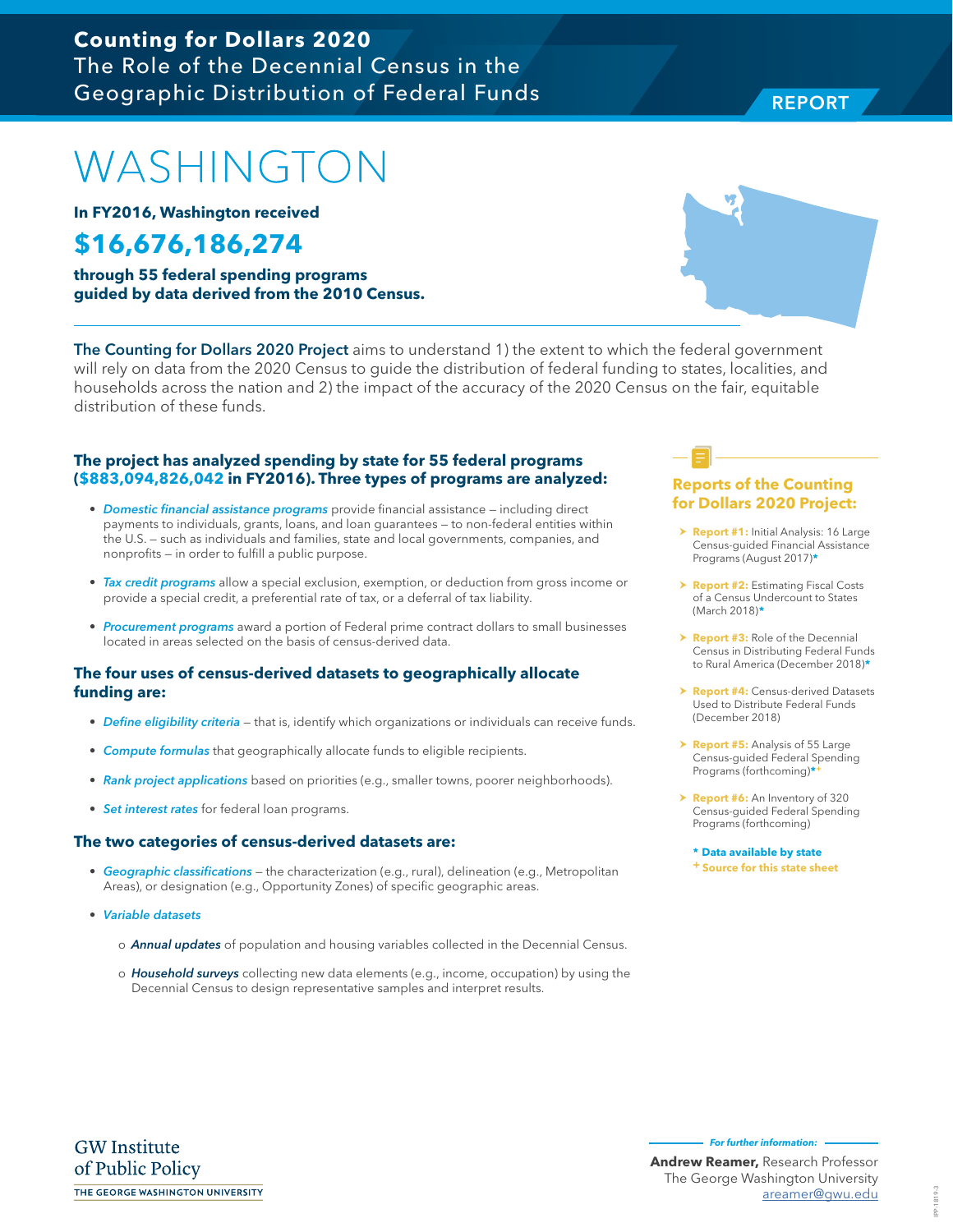**Counting for Dollars 2020**
The Role of the Decennial Census in the Geographic Distribution of Federal Funds

REPORT

# WASHINGTON

**In FY2016, Washington received**

## $16,676,186,274

**through 55 federal spending programs guided by data derived from the 2010 Census.**

**The Counting for Dollars 2020 Project** aims to understand 1) the extent to which the federal government will rely on data from the 2020 Census to guide the distribution of federal funding to states, localities, and households across the nation and 2) the impact of the accuracy of the 2020 Census on the fair, equitable distribution of these funds.

### The project has analyzed spending by state for 55 federal programs ($883,094,826,042 in FY2016). Three types of programs are analyzed:

- *Domestic financial assistance programs* provide financial assistance – including direct payments to individuals, grants, loans, and loan guarantees – to non-federal entities within the U.S. – such as individuals and families, state and local governments, companies, and nonprofits – in order to fulfill a public purpose.
- *Tax credit programs* allow a special exclusion, exemption, or deduction from gross income or provide a special credit, a preferential rate of tax, or a deferral of tax liability.
- *Procurement programs* award a portion of Federal prime contract dollars to small businesses located in areas selected on the basis of census-derived data.

### The four uses of census-derived datasets to geographically allocate funding are:

- *Define eligibility criteria* – that is, identify which organizations or individuals can receive funds.
- *Compute formulas* that geographically allocate funds to eligible recipients.
- *Rank project applications* based on priorities (e.g., smaller towns, poorer neighborhoods).
- *Set interest rates* for federal loan programs.

### The two categories of census-derived datasets are:

- *Geographic classifications* – the characterization (e.g., rural), delineation (e.g., Metropolitan Areas), or designation (e.g., Opportunity Zones) of specific geographic areas.
- *Variable datasets*
  - o ***Annual updates*** of population and housing variables collected in the Decennial Census.
  - o ***Household surveys*** collecting new data elements (e.g., income, occupation) by using the Decennial Census to design representative samples and interpret results.

### Reports of the Counting for Dollars 2020 Project:

- **Report #1:** Initial Analysis: 16 Large Census-guided Financial Assistance Programs (August 2017)*
- **Report #2:** Estimating Fiscal Costs of a Census Undercount to States (March 2018)*
- **Report #3:** Role of the Decennial Census in Distributing Federal Funds to Rural America (December 2018)*
- **Report #4:** Census-derived Datasets Used to Distribute Federal Funds (December 2018)
- **Report #5:** Analysis of 55 Large Census-guided Federal Spending Programs (forthcoming)*+
- **Report #6:** An Inventory of 320 Census-guided Federal Spending Programs (forthcoming)

\* Data available by state
\+ Source for this state sheet

GW Institute of Public Policy
THE GEORGE WASHINGTON UNIVERSITY

*For further information:*
**Andrew Reamer,** Research Professor
The George Washington University
areamer@gwu.edu

IPP-1819-3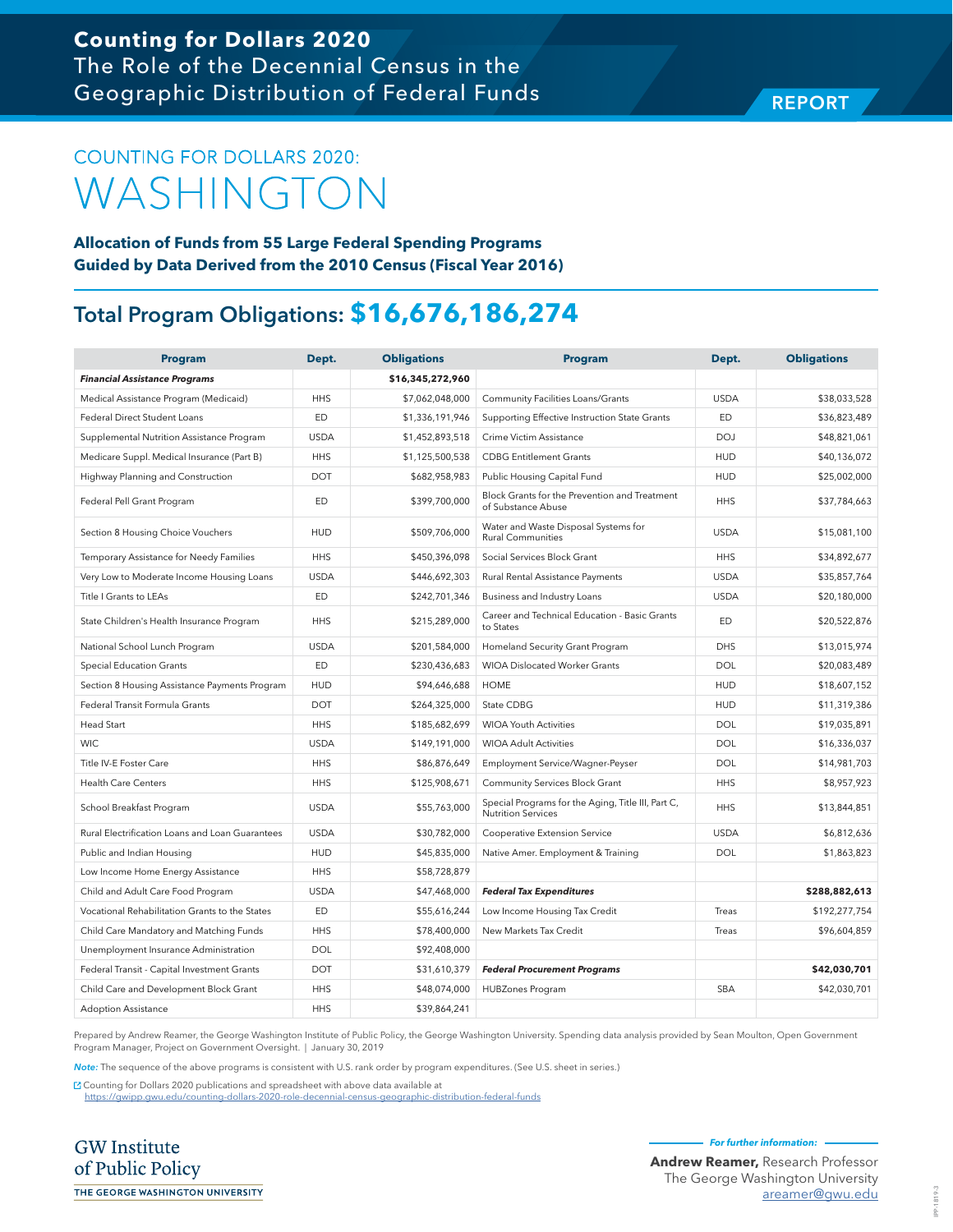# Counting for Dollars 2020

The Role of the Decennial Census in the Geographic Distribution of Federal Funds

REPORT

## COUNTING FOR DOLLARS 2020: WASHINGTON

**Allocation of Funds from 55 Large Federal Spending Programs Guided by Data Derived from the 2010 Census (Fiscal Year 2016)**

## Total Program Obligations: $16,676,186,274

| Program | Dept. | Obligations | Program | Dept. | Obligations |
|---|---|---|---|---|---|
| ***Financial Assistance Programs*** | | **$16,345,272,960** | | | |
| Medical Assistance Program (Medicaid) | HHS | $7,062,048,000 | Community Facilities Loans/Grants | USDA | $38,033,528 |
| Federal Direct Student Loans | ED | $1,336,191,946 | Supporting Effective Instruction State Grants | ED | $36,823,489 |
| Supplemental Nutrition Assistance Program | USDA | $1,452,893,518 | Crime Victim Assistance | DOJ | $48,821,061 |
| Medicare Suppl. Medical Insurance (Part B) | HHS | $1,125,500,538 | CDBG Entitlement Grants | HUD | $40,136,072 |
| Highway Planning and Construction | DOT | $682,958,983 | Public Housing Capital Fund | HUD | $25,002,000 |
| Federal Pell Grant Program | ED | $399,700,000 | Block Grants for the Prevention and Treatment of Substance Abuse | HHS | $37,784,663 |
| Section 8 Housing Choice Vouchers | HUD | $509,706,000 | Water and Waste Disposal Systems for Rural Communities | USDA | $15,081,100 |
| Temporary Assistance for Needy Families | HHS | $450,396,098 | Social Services Block Grant | HHS | $34,892,677 |
| Very Low to Moderate Income Housing Loans | USDA | $446,692,303 | Rural Rental Assistance Payments | USDA | $35,857,764 |
| Title I Grants to LEAs | ED | $242,701,346 | Business and Industry Loans | USDA | $20,180,000 |
| State Children's Health Insurance Program | HHS | $215,289,000 | Career and Technical Education - Basic Grants to States | ED | $20,522,876 |
| National School Lunch Program | USDA | $201,584,000 | Homeland Security Grant Program | DHS | $13,015,974 |
| Special Education Grants | ED | $230,436,683 | WIOA Dislocated Worker Grants | DOL | $20,083,489 |
| Section 8 Housing Assistance Payments Program | HUD | $94,646,688 | HOME | HUD | $18,607,152 |
| Federal Transit Formula Grants | DOT | $264,325,000 | State CDBG | HUD | $11,319,386 |
| Head Start | HHS | $185,682,699 | WIOA Youth Activities | DOL | $19,035,891 |
| WIC | USDA | $149,191,000 | WIOA Adult Activities | DOL | $16,336,037 |
| Title IV-E Foster Care | HHS | $86,876,649 | Employment Service/Wagner-Peyser | DOL | $14,981,703 |
| Health Care Centers | HHS | $125,908,671 | Community Services Block Grant | HHS | $8,957,923 |
| School Breakfast Program | USDA | $55,763,000 | Special Programs for the Aging, Title III, Part C, Nutrition Services | HHS | $13,844,851 |
| Rural Electrification Loans and Loan Guarantees | USDA | $30,782,000 | Cooperative Extension Service | USDA | $6,812,636 |
| Public and Indian Housing | HUD | $45,835,000 | Native Amer. Employment & Training | DOL | $1,863,823 |
| Low Income Home Energy Assistance | HHS | $58,728,879 | | | |
| Child and Adult Care Food Program | USDA | $47,468,000 | ***Federal Tax Expenditures*** | | **$288,882,613** |
| Vocational Rehabilitation Grants to the States | ED | $55,616,244 | Low Income Housing Tax Credit | Treas | $192,277,754 |
| Child Care Mandatory and Matching Funds | HHS | $78,400,000 | New Markets Tax Credit | Treas | $96,604,859 |
| Unemployment Insurance Administration | DOL | $92,408,000 | | | |
| Federal Transit - Capital Investment Grants | DOT | $31,610,379 | ***Federal Procurement Programs*** | | **$42,030,701** |
| Child Care and Development Block Grant | HHS | $48,074,000 | HUBZones Program | SBA | $42,030,701 |
| Adoption Assistance | HHS | $39,864,241 | | | |

Prepared by Andrew Reamer, the George Washington Institute of Public Policy, the George Washington University. Spending data analysis provided by Sean Moulton, Open Government Program Manager, Project on Government Oversight. | January 30, 2019

***Note:*** The sequence of the above programs is consistent with U.S. rank order by program expenditures. (See U.S. sheet in series.)

Counting for Dollars 2020 publications and spreadsheet with above data available at https://gwipp.gwu.edu/counting-dollars-2020-role-decennial-census-geographic-distribution-federal-funds

GW Institute of Public Policy
THE GEORGE WASHINGTON UNIVERSITY

***For further information:***

**Andrew Reamer,** Research Professor
The George Washington University
areamer@gwu.edu